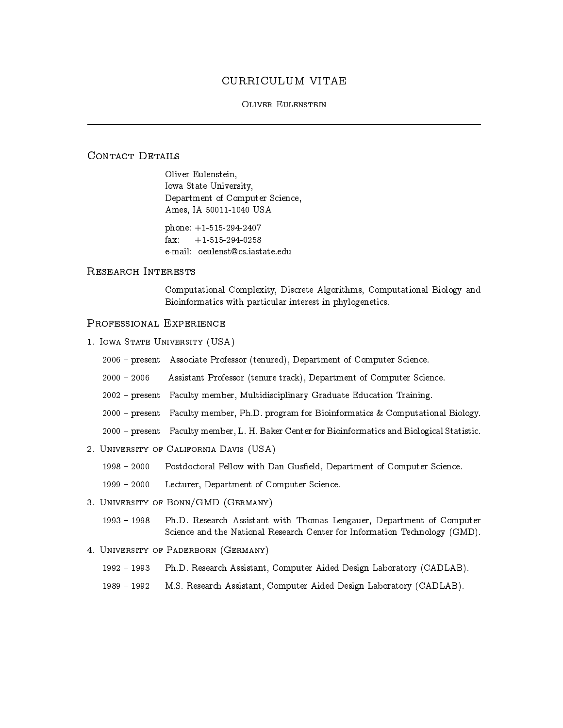# CURRICULUM VITAE

Oliver Eulenstein

---

## Contact Details

Oliver Eulenstein,
Iowa State University,
Department of Computer Science,
Ames, IA 50011-1040 USA

phone: +1-515-294-2407
fax: +1-515-294-0258
e-mail: oeulenst@cs.iastate.edu

## Research Interests

Computational Complexity, Discrete Algorithms, Computational Biology and Bioinformatics with particular interest in phylogenetics.

## Professional Experience

1. Iowa State University (USA)
   - 2006 – present Associate Professor (tenured), Department of Computer Science.
   - 2000 – 2006 Assistant Professor (tenure track), Department of Computer Science.
   - 2002 – present Faculty member, Multidisciplinary Graduate Education Training.
   - 2000 – present Faculty member, Ph.D. program for Bioinformatics & Computational Biology.
   - 2000 – present Faculty member, L. H. Baker Center for Bioinformatics and Biological Statistic.
2. University of California Davis (USA)
   - 1998 – 2000 Postdoctoral Fellow with Dan Gusfield, Department of Computer Science.
   - 1999 – 2000 Lecturer, Department of Computer Science.
3. University of Bonn/GMD (Germany)
   - 1993 – 1998 Ph.D. Research Assistant with Thomas Lengauer, Department of Computer Science and the National Research Center for Information Technology (GMD).
4. University of Paderborn (Germany)
   - 1992 – 1993 Ph.D. Research Assistant, Computer Aided Design Laboratory (CADLAB).
   - 1989 – 1992 M.S. Research Assistant, Computer Aided Design Laboratory (CADLAB).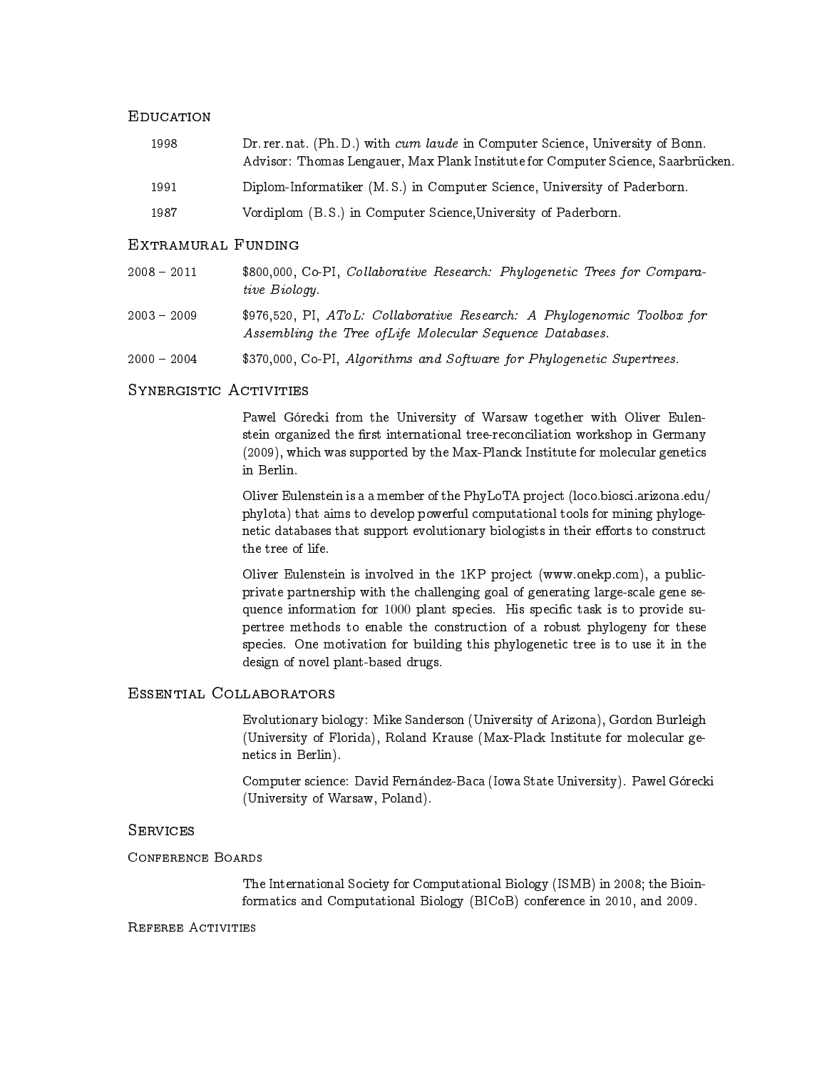## Education

| | |
|---|---|
| 1998 | Dr. rer. nat. (Ph. D.) with *cum laude* in Computer Science, University of Bonn. Advisor: Thomas Lengauer, Max Plank Institute for Computer Science, Saarbrücken. |
| 1991 | Diplom-Informatiker (M. S.) in Computer Science, University of Paderborn. |
| 1987 | Vordiplom (B. S.) in Computer Science,University of Paderborn. |

## Extramural Funding

| | |
|---|---|
| 2008 – 2011 | $800,000, Co-PI, *Collaborative Research: Phylogenetic Trees for Comparative Biology.* |
| 2003 – 2009 | $976,520, PI, *AToL: Collaborative Research: A Phylogenomic Toolbox for Assembling the Tree ofLife Molecular Sequence Databases.* |
| 2000 – 2004 | $370,000, Co-PI, *Algorithms and Software for Phylogenetic Supertrees.* |

## Synergistic Activities

Pawel Górecki from the University of Warsaw together with Oliver Eulenstein organized the first international tree-reconciliation workshop in Germany (2009), which was supported by the Max-Planck Institute for molecular genetics in Berlin.

Oliver Eulenstein is a a member of the PhyLoTA project (loco.biosci.arizona.edu/phylota) that aims to develop powerful computational tools for mining phylogenetic databases that support evolutionary biologists in their efforts to construct the tree of life.

Oliver Eulenstein is involved in the 1KP project (www.onekp.com), a public-private partnership with the challenging goal of generating large-scale gene sequence information for 1000 plant species. His specific task is to provide supertree methods to enable the construction of a robust phylogeny for these species. One motivation for building this phylogenetic tree is to use it in the design of novel plant-based drugs.

## Essential Collaborators

Evolutionary biology: Mike Sanderson (University of Arizona), Gordon Burleigh (University of Florida), Roland Krause (Max-Plack Institute for molecular genetics in Berlin).

Computer science: David Fernández-Baca (Iowa State University). Pawel Górecki (University of Warsaw, Poland).

## Services

### Conference Boards

The International Society for Computational Biology (ISMB) in 2008; the Bioinformatics and Computational Biology (BICoB) conference in 2010, and 2009.

### Referee Activities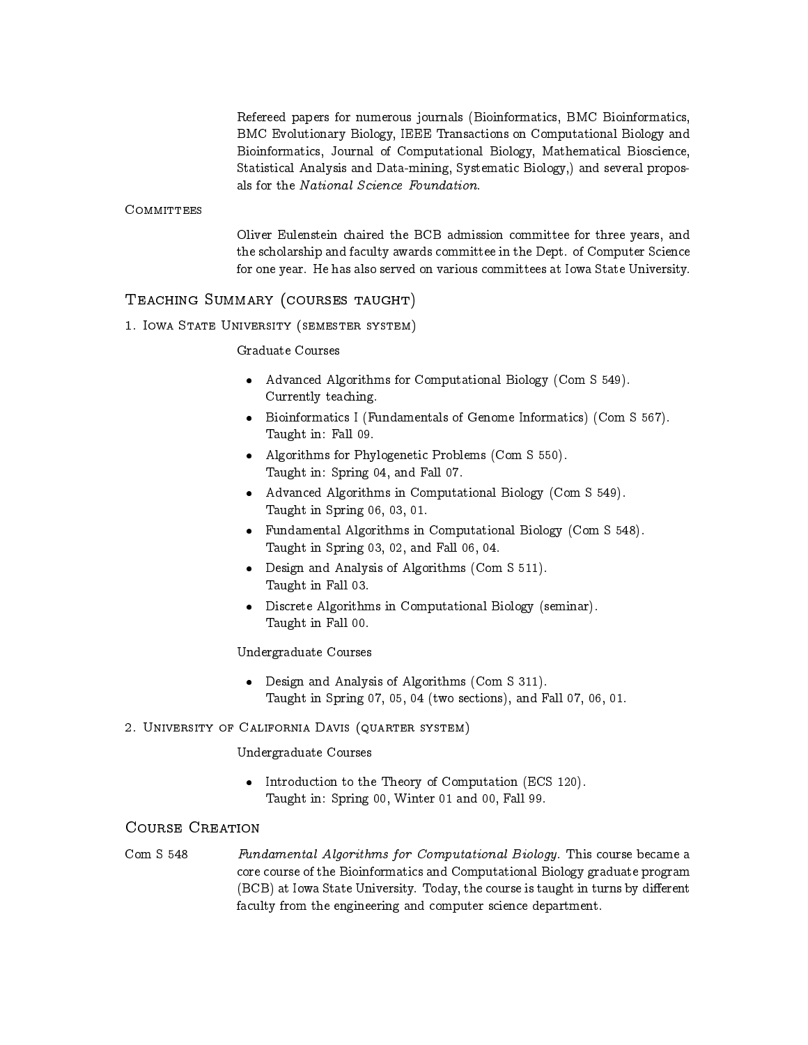Refereed papers for numerous journals (Bioinformatics, BMC Bioinformatics, BMC Evolutionary Biology, IEEE Transactions on Computational Biology and Bioinformatics, Journal of Computational Biology, Mathematical Bioscience, Statistical Analysis and Data-mining, Systematic Biology,) and several proposals for the *National Science Foundation*.

### Committees

Oliver Eulenstein chaired the BCB admission committee for three years, and the scholarship and faculty awards committee in the Dept. of Computer Science for one year. He has also served on various committees at Iowa State University.

## Teaching Summary (courses taught)

### 1. Iowa State University (semester system)

Graduate Courses

- Advanced Algorithms for Computational Biology (Com S 549).
  Currently teaching.
- Bioinformatics I (Fundamentals of Genome Informatics) (Com S 567).
  Taught in: Fall 09.
- Algorithms for Phylogenetic Problems (Com S 550).
  Taught in: Spring 04, and Fall 07.
- Advanced Algorithms in Computational Biology (Com S 549).
  Taught in Spring 06, 03, 01.
- Fundamental Algorithms in Computational Biology (Com S 548).
  Taught in Spring 03, 02, and Fall 06, 04.
- Design and Analysis of Algorithms (Com S 511).
  Taught in Fall 03.
- Discrete Algorithms in Computational Biology (seminar).
  Taught in Fall 00.

Undergraduate Courses

- Design and Analysis of Algorithms (Com S 311).
  Taught in Spring 07, 05, 04 (two sections), and Fall 07, 06, 01.

### 2. University of California Davis (quarter system)

Undergraduate Courses

- Introduction to the Theory of Computation (ECS 120).
  Taught in: Spring 00, Winter 01 and 00, Fall 99.

## Course Creation

Com S 548 — *Fundamental Algorithms for Computational Biology*. This course became a core course of the Bioinformatics and Computational Biology graduate program (BCB) at Iowa State University. Today, the course is taught in turns by different faculty from the engineering and computer science department.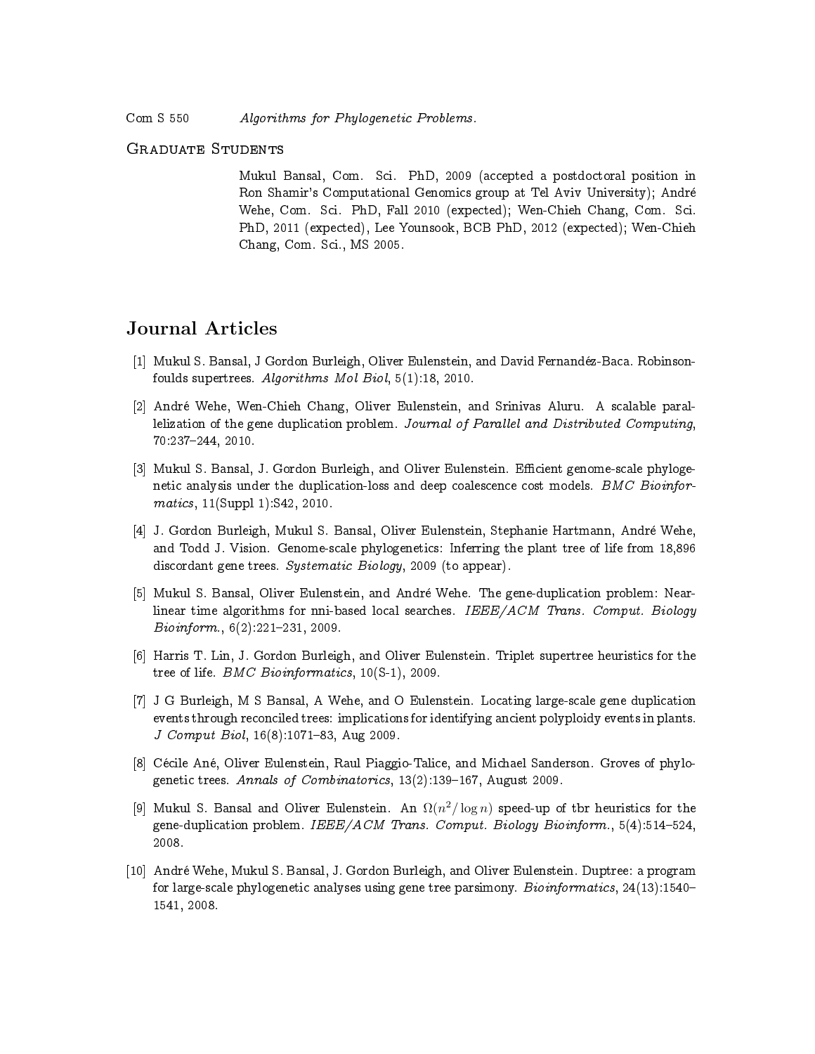Com S 550 *Algorithms for Phylogenetic Problems.*

## Graduate Students

Mukul Bansal, Com. Sci. PhD, 2009 (accepted a postdoctoral position in Ron Shamir's Computational Genomics group at Tel Aviv University); André Wehe, Com. Sci. PhD, Fall 2010 (expected); Wen-Chieh Chang, Com. Sci. PhD, 2011 (expected), Lee Younsook, BCB PhD, 2012 (expected); Wen-Chieh Chang, Com. Sci., MS 2005.

# Journal Articles

[1] Mukul S. Bansal, J Gordon Burleigh, Oliver Eulenstein, and David Fernandéz-Baca. Robinson-foulds supertrees. *Algorithms Mol Biol*, 5(1):18, 2010.

[2] André Wehe, Wen-Chieh Chang, Oliver Eulenstein, and Srinivas Aluru. A scalable parallelization of the gene duplication problem. *Journal of Parallel and Distributed Computing*, 70:237–244, 2010.

[3] Mukul S. Bansal, J. Gordon Burleigh, and Oliver Eulenstein. Efficient genome-scale phylogenetic analysis under the duplication-loss and deep coalescence cost models. *BMC Bioinformatics*, 11(Suppl 1):S42, 2010.

[4] J. Gordon Burleigh, Mukul S. Bansal, Oliver Eulenstein, Stephanie Hartmann, André Wehe, and Todd J. Vision. Genome-scale phylogenetics: Inferring the plant tree of life from 18,896 discordant gene trees. *Systematic Biology*, 2009 (to appear).

[5] Mukul S. Bansal, Oliver Eulenstein, and André Wehe. The gene-duplication problem: Near-linear time algorithms for nni-based local searches. *IEEE/ACM Trans. Comput. Biology Bioinform.*, 6(2):221–231, 2009.

[6] Harris T. Lin, J. Gordon Burleigh, and Oliver Eulenstein. Triplet supertree heuristics for the tree of life. *BMC Bioinformatics*, 10(S-1), 2009.

[7] J G Burleigh, M S Bansal, A Wehe, and O Eulenstein. Locating large-scale gene duplication events through reconciled trees: implications for identifying ancient polyploidy events in plants. *J Comput Biol*, 16(8):1071–83, Aug 2009.

[8] Cécile Ané, Oliver Eulenstein, Raul Piaggio-Talice, and Michael Sanderson. Groves of phylogenetic trees. *Annals of Combinatorics*, 13(2):139–167, August 2009.

[9] Mukul S. Bansal and Oliver Eulenstein. An $\Omega(n^2/\log n)$ speed-up of tbr heuristics for the gene-duplication problem. *IEEE/ACM Trans. Comput. Biology Bioinform.*, 5(4):514–524, 2008.

[10] André Wehe, Mukul S. Bansal, J. Gordon Burleigh, and Oliver Eulenstein. Duptree: a program for large-scale phylogenetic analyses using gene tree parsimony. *Bioinformatics*, 24(13):1540–1541, 2008.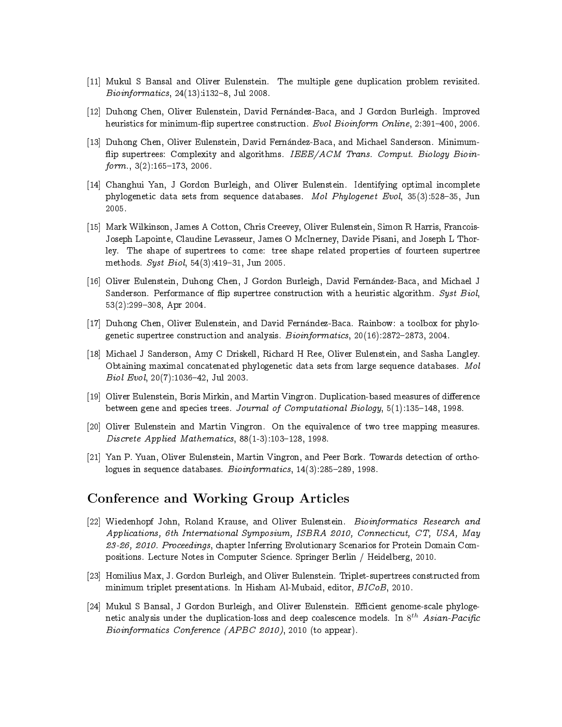[11] Mukul S Bansal and Oliver Eulenstein. The multiple gene duplication problem revisited. *Bioinformatics*, 24(13):i132–8, Jul 2008.

[12] Duhong Chen, Oliver Eulenstein, David Fernández-Baca, and J Gordon Burleigh. Improved heuristics for minimum-flip supertree construction. *Evol Bioinform Online*, 2:391–400, 2006.

[13] Duhong Chen, Oliver Eulenstein, David Fernández-Baca, and Michael Sanderson. Minimum-flip supertrees: Complexity and algorithms. *IEEE/ACM Trans. Comput. Biology Bioinform.*, 3(2):165–173, 2006.

[14] Changhui Yan, J Gordon Burleigh, and Oliver Eulenstein. Identifying optimal incomplete phylogenetic data sets from sequence databases. *Mol Phylogenet Evol*, 35(3):528–35, Jun 2005.

[15] Mark Wilkinson, James A Cotton, Chris Creevey, Oliver Eulenstein, Simon R Harris, Francois-Joseph Lapointe, Claudine Levasseur, James O McInerney, Davide Pisani, and Joseph L Thorley. The shape of supertrees to come: tree shape related properties of fourteen supertree methods. *Syst Biol*, 54(3):419–31, Jun 2005.

[16] Oliver Eulenstein, Duhong Chen, J Gordon Burleigh, David Fernández-Baca, and Michael J Sanderson. Performance of flip supertree construction with a heuristic algorithm. *Syst Biol*, 53(2):299–308, Apr 2004.

[17] Duhong Chen, Oliver Eulenstein, and David Fernández-Baca. Rainbow: a toolbox for phylogenetic supertree construction and analysis. *Bioinformatics*, 20(16):2872–2873, 2004.

[18] Michael J Sanderson, Amy C Driskell, Richard H Ree, Oliver Eulenstein, and Sasha Langley. Obtaining maximal concatenated phylogenetic data sets from large sequence databases. *Mol Biol Evol*, 20(7):1036–42, Jul 2003.

[19] Oliver Eulenstein, Boris Mirkin, and Martin Vingron. Duplication-based measures of difference between gene and species trees. *Journal of Computational Biology*, 5(1):135–148, 1998.

[20] Oliver Eulenstein and Martin Vingron. On the equivalence of two tree mapping measures. *Discrete Applied Mathematics*, 88(1-3):103–128, 1998.

[21] Yan P. Yuan, Oliver Eulenstein, Martin Vingron, and Peer Bork. Towards detection of orthologues in sequence databases. *Bioinformatics*, 14(3):285–289, 1998.

## Conference and Working Group Articles

[22] Wiedenhopf John, Roland Krause, and Oliver Eulenstein. *Bioinformatics Research and Applications, 6th International Symposium, ISBRA 2010, Connecticut, CT, USA, May 23-26, 2010. Proceedings*, chapter Inferring Evolutionary Scenarios for Protein Domain Compositions. Lecture Notes in Computer Science. Springer Berlin / Heidelberg, 2010.

[23] Homilius Max, J. Gordon Burleigh, and Oliver Eulenstein. Triplet-supertrees constructed from minimum triplet presentations. In Hisham Al-Mubaid, editor, *BICoB*, 2010.

[24] Mukul S Bansal, J Gordon Burleigh, and Oliver Eulenstein. Efficient genome-scale phylogenetic analysis under the duplication-loss and deep coalescence models. In $8^{th}$ *Asian-Pacific Bioinformatics Conference (APBC 2010)*, 2010 (to appear).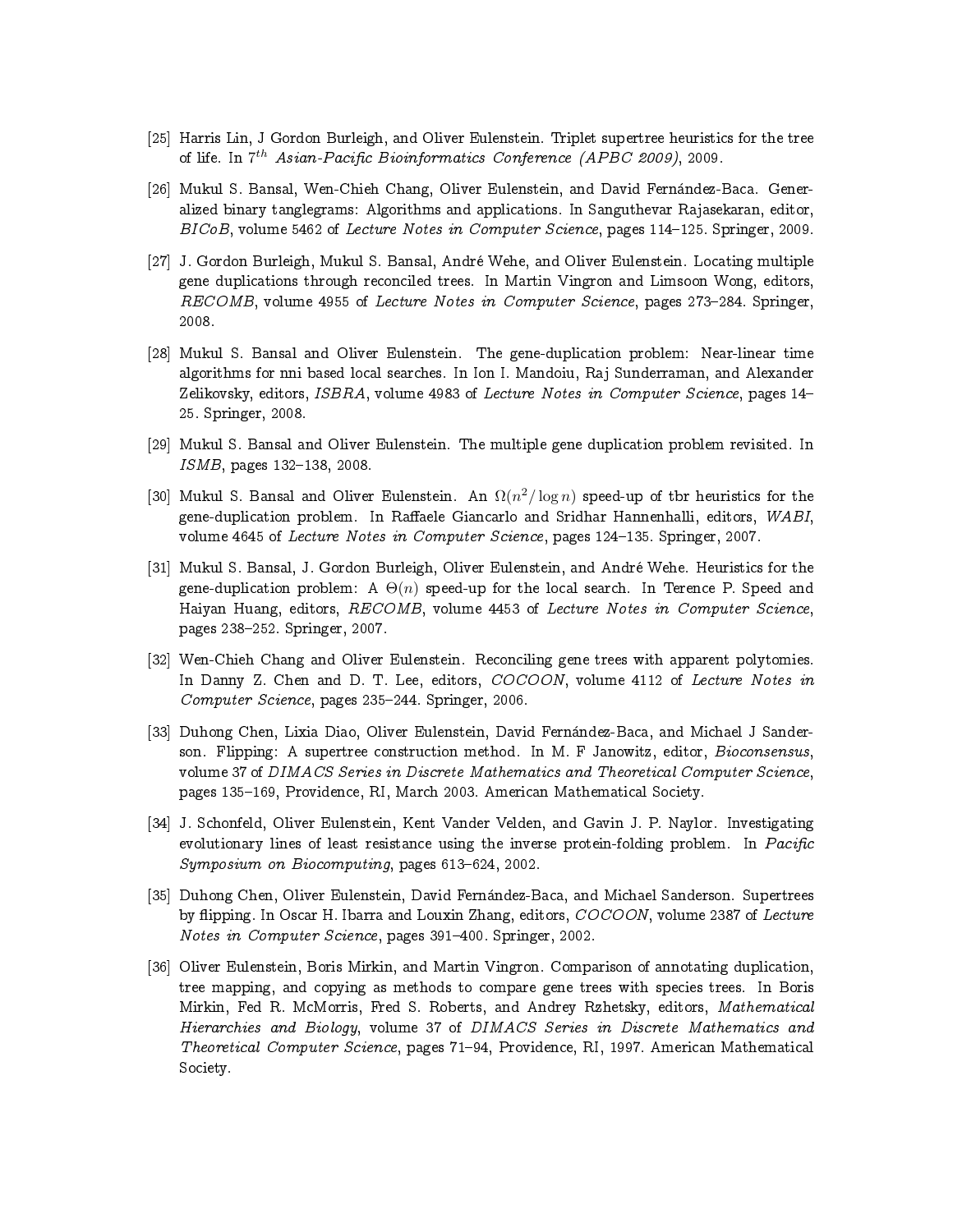[25] Harris Lin, J Gordon Burleigh, and Oliver Eulenstein. Triplet supertree heuristics for the tree of life. In $7^{th}$ *Asian-Pacific Bioinformatics Conference (APBC 2009)*, 2009.

[26] Mukul S. Bansal, Wen-Chieh Chang, Oliver Eulenstein, and David Fernández-Baca. Generalized binary tanglegrams: Algorithms and applications. In Sanguthevar Rajasekaran, editor, *BICoB*, volume 5462 of *Lecture Notes in Computer Science*, pages 114–125. Springer, 2009.

[27] J. Gordon Burleigh, Mukul S. Bansal, André Wehe, and Oliver Eulenstein. Locating multiple gene duplications through reconciled trees. In Martin Vingron and Limsoon Wong, editors, *RECOMB*, volume 4955 of *Lecture Notes in Computer Science*, pages 273–284. Springer, 2008.

[28] Mukul S. Bansal and Oliver Eulenstein. The gene-duplication problem: Near-linear time algorithms for nni based local searches. In Ion I. Mandoiu, Raj Sunderraman, and Alexander Zelikovsky, editors, *ISBRA*, volume 4983 of *Lecture Notes in Computer Science*, pages 14–25. Springer, 2008.

[29] Mukul S. Bansal and Oliver Eulenstein. The multiple gene duplication problem revisited. In *ISMB*, pages 132–138, 2008.

[30] Mukul S. Bansal and Oliver Eulenstein. An $\Omega(n^2/\log n)$ speed-up of tbr heuristics for the gene-duplication problem. In Raffaele Giancarlo and Sridhar Hannenhalli, editors, *WABI*, volume 4645 of *Lecture Notes in Computer Science*, pages 124–135. Springer, 2007.

[31] Mukul S. Bansal, J. Gordon Burleigh, Oliver Eulenstein, and André Wehe. Heuristics for the gene-duplication problem: A $\Theta(n)$ speed-up for the local search. In Terence P. Speed and Haiyan Huang, editors, *RECOMB*, volume 4453 of *Lecture Notes in Computer Science*, pages 238–252. Springer, 2007.

[32] Wen-Chieh Chang and Oliver Eulenstein. Reconciling gene trees with apparent polytomies. In Danny Z. Chen and D. T. Lee, editors, *COCOON*, volume 4112 of *Lecture Notes in Computer Science*, pages 235–244. Springer, 2006.

[33] Duhong Chen, Lixia Diao, Oliver Eulenstein, David Fernández-Baca, and Michael J Sanderson. Flipping: A supertree construction method. In M. F Janowitz, editor, *Bioconsensus*, volume 37 of *DIMACS Series in Discrete Mathematics and Theoretical Computer Science*, pages 135–169, Providence, RI, March 2003. American Mathematical Society.

[34] J. Schonfeld, Oliver Eulenstein, Kent Vander Velden, and Gavin J. P. Naylor. Investigating evolutionary lines of least resistance using the inverse protein-folding problem. In *Pacific Symposium on Biocomputing*, pages 613–624, 2002.

[35] Duhong Chen, Oliver Eulenstein, David Fernández-Baca, and Michael Sanderson. Supertrees by flipping. In Oscar H. Ibarra and Louxin Zhang, editors, *COCOON*, volume 2387 of *Lecture Notes in Computer Science*, pages 391–400. Springer, 2002.

[36] Oliver Eulenstein, Boris Mirkin, and Martin Vingron. Comparison of annotating duplication, tree mapping, and copying as methods to compare gene trees with species trees. In Boris Mirkin, Fed R. McMorris, Fred S. Roberts, and Andrey Rzhetsky, editors, *Mathematical Hierarchies and Biology*, volume 37 of *DIMACS Series in Discrete Mathematics and Theoretical Computer Science*, pages 71–94, Providence, RI, 1997. American Mathematical Society.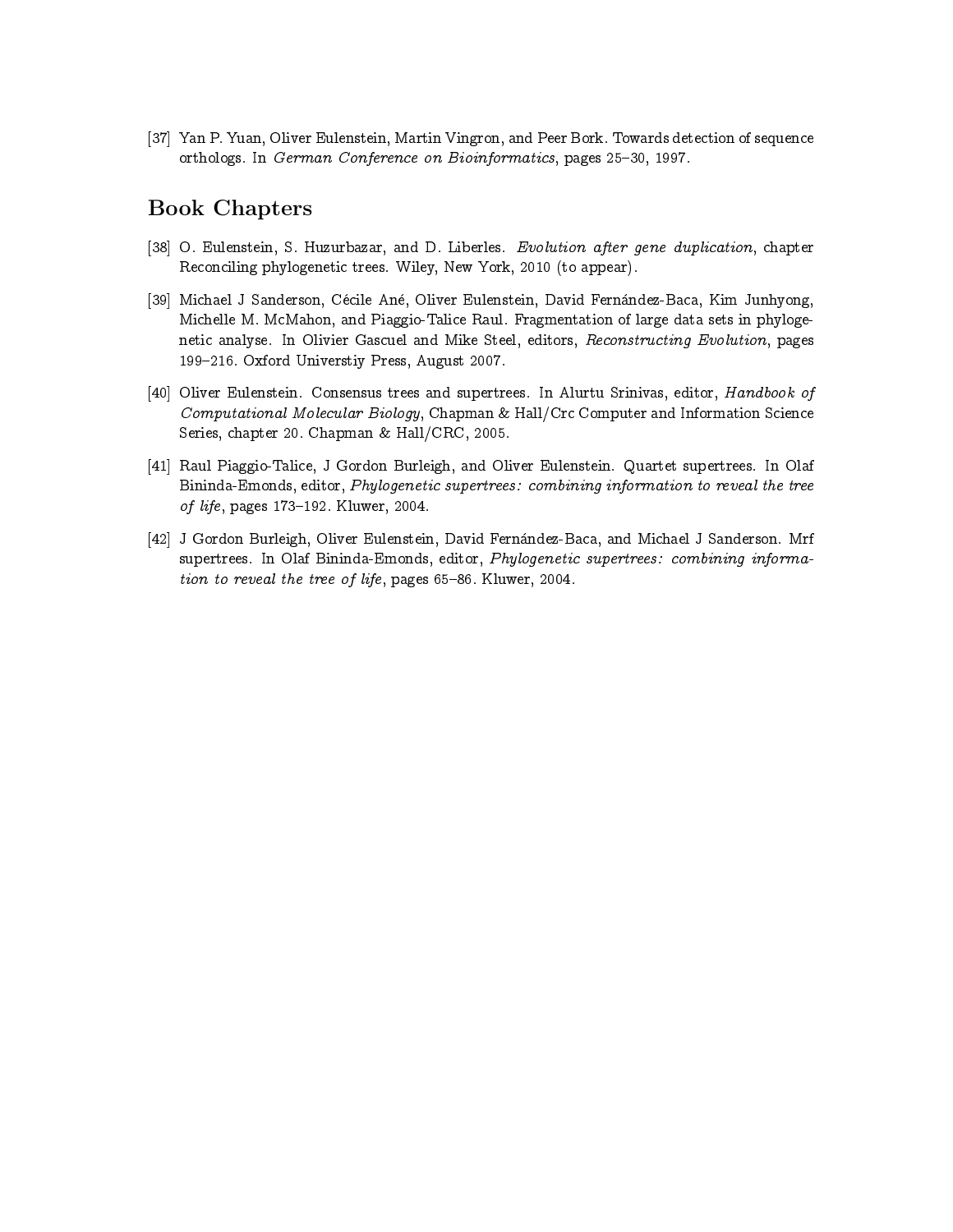[37] Yan P. Yuan, Oliver Eulenstein, Martin Vingron, and Peer Bork. Towards detection of sequence orthologs. In *German Conference on Bioinformatics*, pages 25–30, 1997.

## Book Chapters

[38] O. Eulenstein, S. Huzurbazar, and D. Liberles. *Evolution after gene duplication*, chapter Reconciling phylogenetic trees. Wiley, New York, 2010 (to appear).

[39] Michael J Sanderson, Cécile Ané, Oliver Eulenstein, David Fernández-Baca, Kim Junhyong, Michelle M. McMahon, and Piaggio-Talice Raul. Fragmentation of large data sets in phylogenetic analyse. In Olivier Gascuel and Mike Steel, editors, *Reconstructing Evolution*, pages 199–216. Oxford Universtiy Press, August 2007.

[40] Oliver Eulenstein. Consensus trees and supertrees. In Alurtu Srinivas, editor, *Handbook of Computational Molecular Biology*, Chapman & Hall/Crc Computer and Information Science Series, chapter 20. Chapman & Hall/CRC, 2005.

[41] Raul Piaggio-Talice, J Gordon Burleigh, and Oliver Eulenstein. Quartet supertrees. In Olaf Bininda-Emonds, editor, *Phylogenetic supertrees: combining information to reveal the tree of life*, pages 173–192. Kluwer, 2004.

[42] J Gordon Burleigh, Oliver Eulenstein, David Fernández-Baca, and Michael J Sanderson. Mrf supertrees. In Olaf Bininda-Emonds, editor, *Phylogenetic supertrees: combining information to reveal the tree of life*, pages 65–86. Kluwer, 2004.